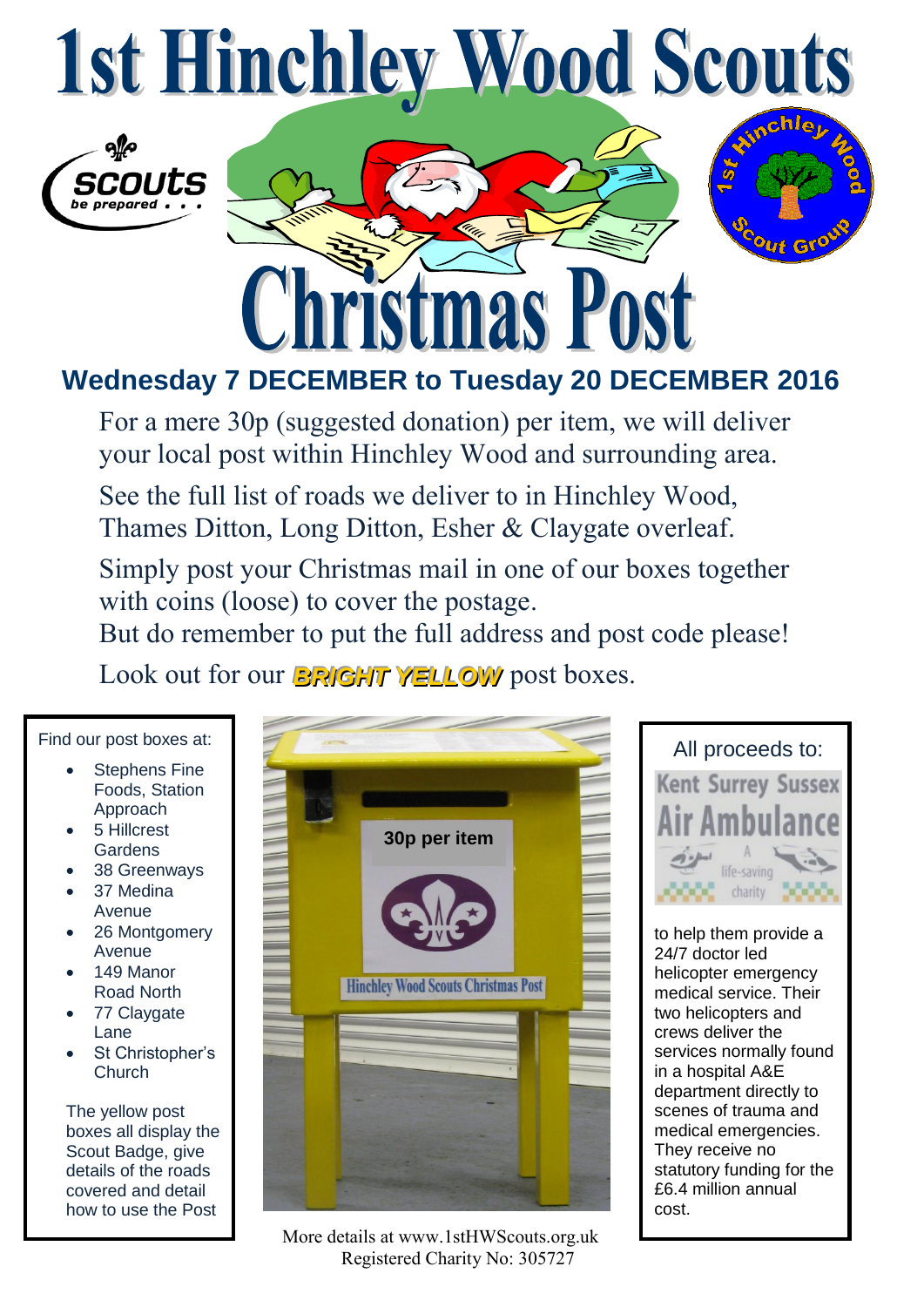# 1st Hinchley Wood Scouts

# Christmas Post

## Wednesday 7 DECEMBER to Tuesday 20 DECEMBER 2016

For a mere 30p (suggested donation) per item, we will deliver your local post within Hinchley Wood and surrounding area.

See the full list of roads we deliver to in Hinchley Wood, Thames Ditton, Long Ditton, Esher & Claygate overleaf.

Simply post your Christmas mail in one of our boxes together with coins (loose) to cover the postage.

But do remember to put the full address and post code please!

Look out for our ***BRIGHT YELLOW*** post boxes.

Find our post boxes at:

- Stephens Fine Foods, Station Approach
- 5 Hillcrest Gardens
- 38 Greenways
- 37 Medina Avenue
- 26 Montgomery Avenue
- 149 Manor Road North
- 77 Claygate Lane
- St Christopher's Church

The yellow post boxes all display the Scout Badge, give details of the roads covered and detail how to use the Post

30p per item

Hinchley Wood Scouts Christmas Post

All proceeds to:

Kent Surrey Sussex Air Ambulance
A life-saving charity

to help them provide a 24/7 doctor led helicopter emergency medical service. Their two helicopters and crews deliver the services normally found in a hospital A&E department directly to scenes of trauma and medical emergencies. They receive no statutory funding for the £6.4 million annual cost.

More details at www.1stHWScouts.org.uk
Registered Charity No: 305727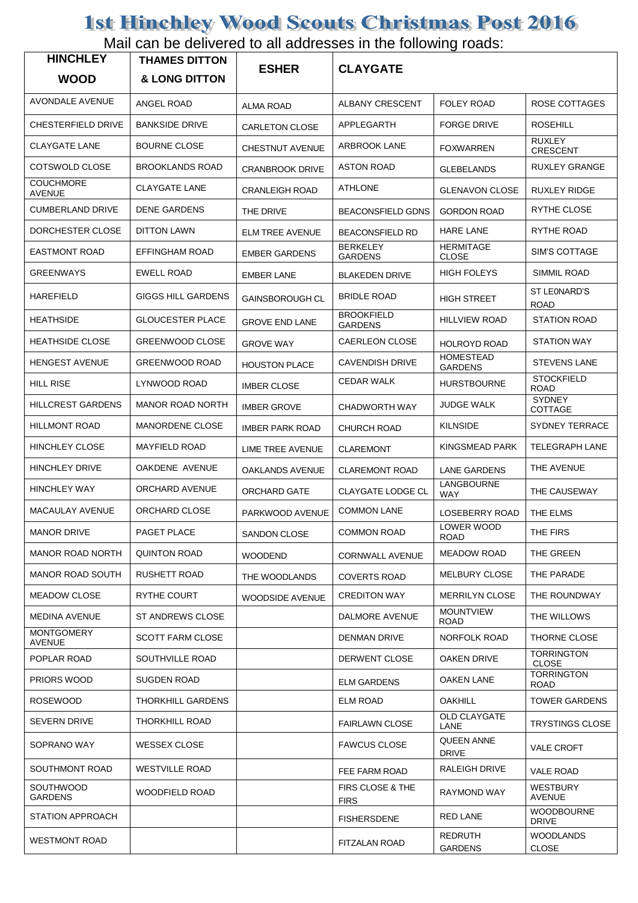# 1st Hinchley Wood Scouts Christmas Post 2016

Mail can be delivered to all addresses in the following roads:

| HINCHLEY WOOD | THAMES DITTON & LONG DITTON | ESHER | CLAYGATE | | |
|---|---|---|---|---|---|
| AVONDALE AVENUE | ANGEL ROAD | ALMA ROAD | ALBANY CRESCENT | FOLEY ROAD | ROSE COTTAGES |
| CHESTERFIELD DRIVE | BANKSIDE DRIVE | CARLETON CLOSE | APPLEGARTH | FORGE DRIVE | ROSEHILL |
| CLAYGATE LANE | BOURNE CLOSE | CHESTNUT AVENUE | ARBROOK LANE | FOXWARREN | RUXLEY CRESCENT |
| COTSWOLD CLOSE | BROOKLANDS ROAD | CRANBROOK DRIVE | ASTON ROAD | GLEBELANDS | RUXLEY GRANGE |
| COUCHMORE AVENUE | CLAYGATE LANE | CRANLEIGH ROAD | ATHLONE | GLENAVON CLOSE | RUXLEY RIDGE |
| CUMBERLAND DRIVE | DENE GARDENS | THE DRIVE | BEACONSFIELD GDNS | GORDON ROAD | RYTHE CLOSE |
| DORCHESTER CLOSE | DITTON LAWN | ELM TREE AVENUE | BEACONSFIELD RD | HARE LANE | RYTHE ROAD |
| EASTMONT ROAD | EFFINGHAM ROAD | EMBER GARDENS | BERKELEY GARDENS | HERMITAGE CLOSE | SIM'S COTTAGE |
| GREENWAYS | EWELL ROAD | EMBER LANE | BLAKEDEN DRIVE | HIGH FOLEYS | SIMMIL ROAD |
| HAREFIELD | GIGGS HILL GARDENS | GAINSBOROUGH CL | BRIDLE ROAD | HIGH STREET | ST LE0NARD'S ROAD |
| HEATHSIDE | GLOUCESTER PLACE | GROVE END LANE | BROOKFIELD GARDENS | HILLVIEW ROAD | STATION ROAD |
| HEATHSIDE CLOSE | GREENWOOD CLOSE | GROVE WAY | CAERLEON CLOSE | HOLROYD ROAD | STATION WAY |
| HENGEST AVENUE | GREENWOOD ROAD | HOUSTON PLACE | CAVENDISH DRIVE | HOMESTEAD GARDENS | STEVENS LANE |
| HILL RISE | LYNWOOD ROAD | IMBER CLOSE | CEDAR WALK | HURSTBOURNE | STOCKFIELD ROAD |
| HILLCREST GARDENS | MANOR ROAD NORTH | IMBER GROVE | CHADWORTH WAY | JUDGE WALK | SYDNEY COTTAGE |
| HILLMONT ROAD | MANORDENE CLOSE | IMBER PARK ROAD | CHURCH ROAD | KILNSIDE | SYDNEY TERRACE |
| HINCHLEY CLOSE | MAYFIELD ROAD | LIME TREE AVENUE | CLAREMONT | KINGSMEAD PARK | TELEGRAPH LANE |
| HINCHLEY DRIVE | OAKDENE AVENUE | OAKLANDS AVENUE | CLAREMONT ROAD | LANE GARDENS | THE AVENUE |
| HINCHLEY WAY | ORCHARD AVENUE | ORCHARD GATE | CLAYGATE LODGE CL | LANGBOURNE WAY | THE CAUSEWAY |
| MACAULAY AVENUE | ORCHARD CLOSE | PARKWOOD AVENUE | COMMON LANE | LOSEBERRY ROAD | THE ELMS |
| MANOR DRIVE | PAGET PLACE | SANDON CLOSE | COMMON ROAD | LOWER WOOD ROAD | THE FIRS |
| MANOR ROAD NORTH | QUINTON ROAD | WOODEND | CORNWALL AVENUE | MEADOW ROAD | THE GREEN |
| MANOR ROAD SOUTH | RUSHETT ROAD | THE WOODLANDS | COVERTS ROAD | MELBURY CLOSE | THE PARADE |
| MEADOW CLOSE | RYTHE COURT | WOODSIDE AVENUE | CREDITON WAY | MERRILYN CLOSE | THE ROUNDWAY |
| MEDINA AVENUE | ST ANDREWS CLOSE | | DALMORE AVENUE | MOUNTVIEW ROAD | THE WILLOWS |
| MONTGOMERY AVENUE | SCOTT FARM CLOSE | | DENMAN DRIVE | NORFOLK ROAD | THORNE CLOSE |
| POPLAR ROAD | SOUTHVILLE ROAD | | DERWENT CLOSE | OAKEN DRIVE | TORRINGTON CLOSE |
| PRIORS WOOD | SUGDEN ROAD | | ELM GARDENS | OAKEN LANE | TORRINGTON ROAD |
| ROSEWOOD | THORKHILL GARDENS | | ELM ROAD | OAKHILL | TOWER GARDENS |
| SEVERN DRIVE | THORKHILL ROAD | | FAIRLAWN CLOSE | OLD CLAYGATE LANE | TRYSTINGS CLOSE |
| SOPRANO WAY | WESSEX CLOSE | | FAWCUS CLOSE | QUEEN ANNE DRIVE | VALE CROFT |
| SOUTHMONT ROAD | WESTVILLE ROAD | | FEE FARM ROAD | RALEIGH DRIVE | VALE ROAD |
| SOUTHWOOD GARDENS | WOODFIELD ROAD | | FIRS CLOSE & THE FIRS | RAYMOND WAY | WESTBURY AVENUE |
| STATION APPROACH | | | FISHERSDENE | RED LANE | WOODBOURNE DRIVE |
| WESTMONT ROAD | | | FITZALAN ROAD | REDRUTH GARDENS | WOODLANDS CLOSE |